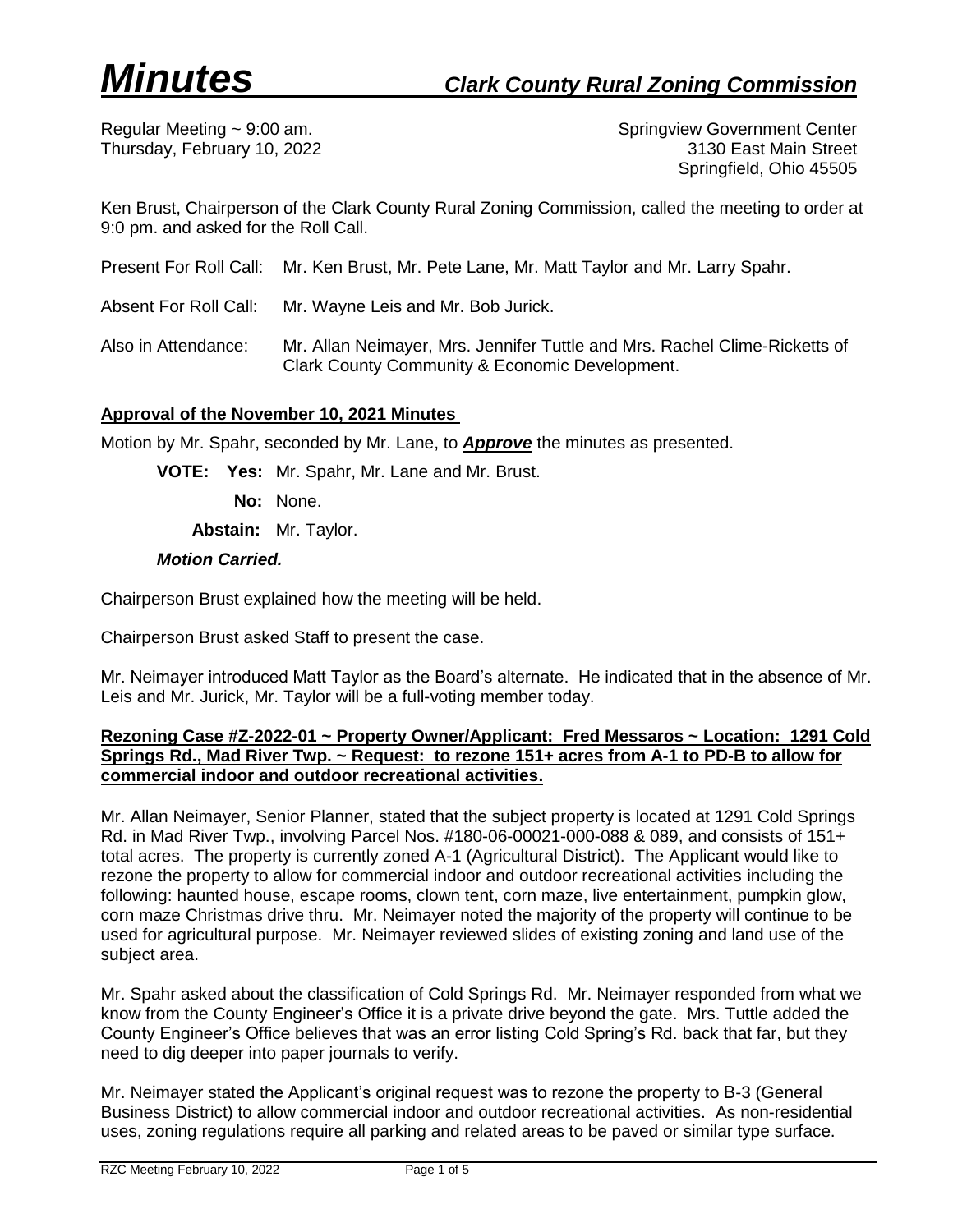# *Minutes* *Clark County Rural Zoning Commission*

Regular Meeting ~ 9:00 am.
Thursday, February 10, 2022

Springview Government Center
3130 East Main Street
Springfield, Ohio 45505

Ken Brust, Chairperson of the Clark County Rural Zoning Commission, called the meeting to order at 9:0 pm. and asked for the Roll Call.

Present For Roll Call: Mr. Ken Brust, Mr. Pete Lane, Mr. Matt Taylor and Mr. Larry Spahr.

Absent For Roll Call: Mr. Wayne Leis and Mr. Bob Jurick.

Also in Attendance: Mr. Allan Neimayer, Mrs. Jennifer Tuttle and Mrs. Rachel Clime-Ricketts of Clark County Community & Economic Development.

**Approval of the November 10, 2021 Minutes**

Motion by Mr. Spahr, seconded by Mr. Lane, to ***Approve*** the minutes as presented.

**VOTE: Yes:** Mr. Spahr, Mr. Lane and Mr. Brust.

**No:** None.

**Abstain:** Mr. Taylor.

***Motion Carried.***

Chairperson Brust explained how the meeting will be held.

Chairperson Brust asked Staff to present the case.

Mr. Neimayer introduced Matt Taylor as the Board's alternate. He indicated that in the absence of Mr. Leis and Mr. Jurick, Mr. Taylor will be a full-voting member today.

**Rezoning Case #Z-2022-01 ~ Property Owner/Applicant: Fred Messaros ~ Location: 1291 Cold Springs Rd., Mad River Twp. ~ Request: to rezone 151+ acres from A-1 to PD-B to allow for commercial indoor and outdoor recreational activities.**

Mr. Allan Neimayer, Senior Planner, stated that the subject property is located at 1291 Cold Springs Rd. in Mad River Twp., involving Parcel Nos. #180-06-00021-000-088 & 089, and consists of 151+ total acres. The property is currently zoned A-1 (Agricultural District). The Applicant would like to rezone the property to allow for commercial indoor and outdoor recreational activities including the following: haunted house, escape rooms, clown tent, corn maze, live entertainment, pumpkin glow, corn maze Christmas drive thru. Mr. Neimayer noted the majority of the property will continue to be used for agricultural purpose. Mr. Neimayer reviewed slides of existing zoning and land use of the subject area.

Mr. Spahr asked about the classification of Cold Springs Rd. Mr. Neimayer responded from what we know from the County Engineer's Office it is a private drive beyond the gate. Mrs. Tuttle added the County Engineer's Office believes that was an error listing Cold Spring's Rd. back that far, but they need to dig deeper into paper journals to verify.

Mr. Neimayer stated the Applicant's original request was to rezone the property to B-3 (General Business District) to allow commercial indoor and outdoor recreational activities. As non-residential uses, zoning regulations require all parking and related areas to be paved or similar type surface.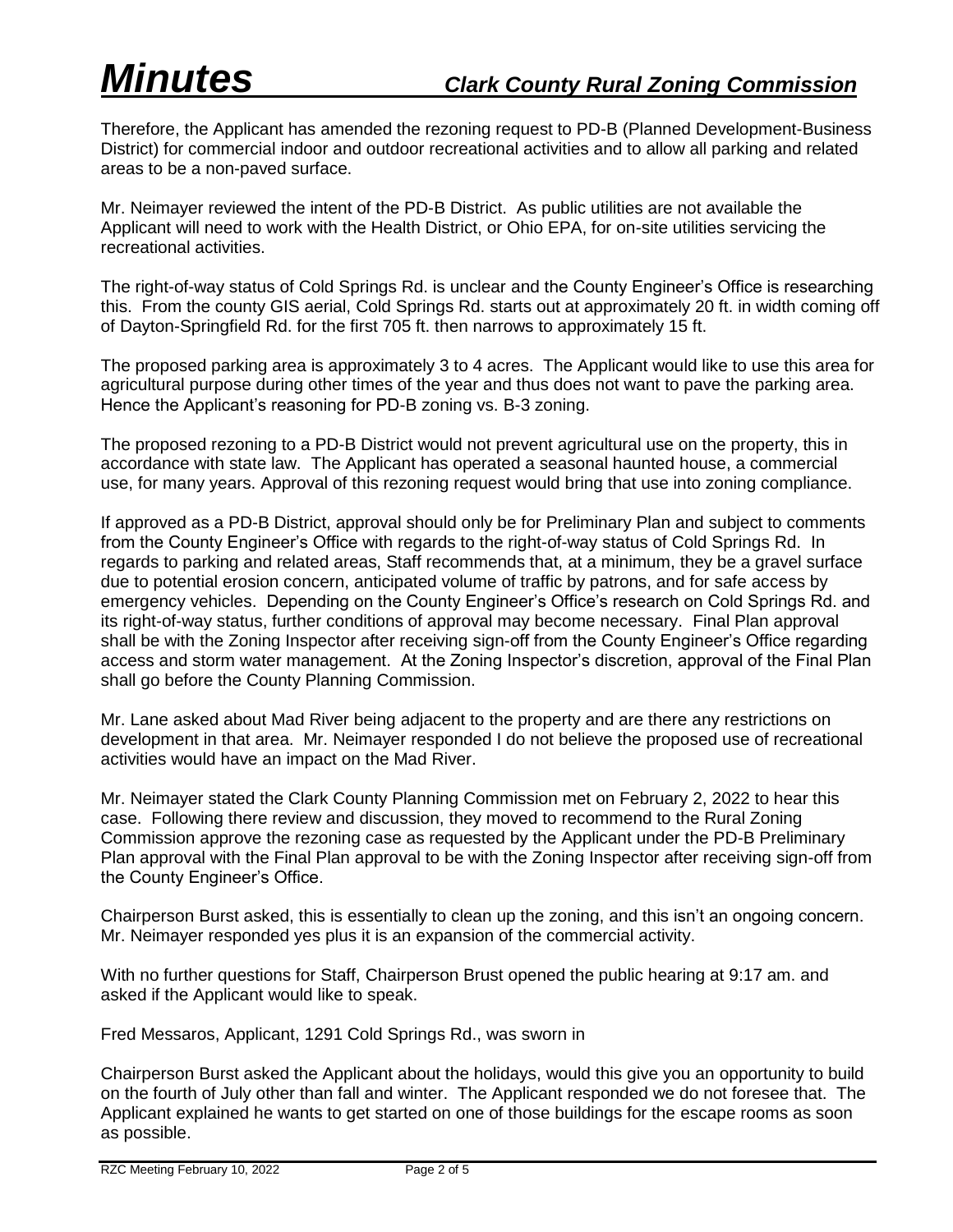Therefore, the Applicant has amended the rezoning request to PD-B (Planned Development-Business District) for commercial indoor and outdoor recreational activities and to allow all parking and related areas to be a non-paved surface.

Mr. Neimayer reviewed the intent of the PD-B District. As public utilities are not available the Applicant will need to work with the Health District, or Ohio EPA, for on-site utilities servicing the recreational activities.

The right-of-way status of Cold Springs Rd. is unclear and the County Engineer's Office is researching this. From the county GIS aerial, Cold Springs Rd. starts out at approximately 20 ft. in width coming off of Dayton-Springfield Rd. for the first 705 ft. then narrows to approximately 15 ft.

The proposed parking area is approximately 3 to 4 acres. The Applicant would like to use this area for agricultural purpose during other times of the year and thus does not want to pave the parking area. Hence the Applicant's reasoning for PD-B zoning vs. B-3 zoning.

The proposed rezoning to a PD-B District would not prevent agricultural use on the property, this in accordance with state law. The Applicant has operated a seasonal haunted house, a commercial use, for many years. Approval of this rezoning request would bring that use into zoning compliance.

If approved as a PD-B District, approval should only be for Preliminary Plan and subject to comments from the County Engineer's Office with regards to the right-of-way status of Cold Springs Rd. In regards to parking and related areas, Staff recommends that, at a minimum, they be a gravel surface due to potential erosion concern, anticipated volume of traffic by patrons, and for safe access by emergency vehicles. Depending on the County Engineer's Office's research on Cold Springs Rd. and its right-of-way status, further conditions of approval may become necessary. Final Plan approval shall be with the Zoning Inspector after receiving sign-off from the County Engineer's Office regarding access and storm water management. At the Zoning Inspector's discretion, approval of the Final Plan shall go before the County Planning Commission.

Mr. Lane asked about Mad River being adjacent to the property and are there any restrictions on development in that area. Mr. Neimayer responded I do not believe the proposed use of recreational activities would have an impact on the Mad River.

Mr. Neimayer stated the Clark County Planning Commission met on February 2, 2022 to hear this case. Following there review and discussion, they moved to recommend to the Rural Zoning Commission approve the rezoning case as requested by the Applicant under the PD-B Preliminary Plan approval with the Final Plan approval to be with the Zoning Inspector after receiving sign-off from the County Engineer's Office.

Chairperson Burst asked, this is essentially to clean up the zoning, and this isn't an ongoing concern. Mr. Neimayer responded yes plus it is an expansion of the commercial activity.

With no further questions for Staff, Chairperson Brust opened the public hearing at 9:17 am. and asked if the Applicant would like to speak.

Fred Messaros, Applicant, 1291 Cold Springs Rd., was sworn in

Chairperson Burst asked the Applicant about the holidays, would this give you an opportunity to build on the fourth of July other than fall and winter. The Applicant responded we do not foresee that. The Applicant explained he wants to get started on one of those buildings for the escape rooms as soon as possible.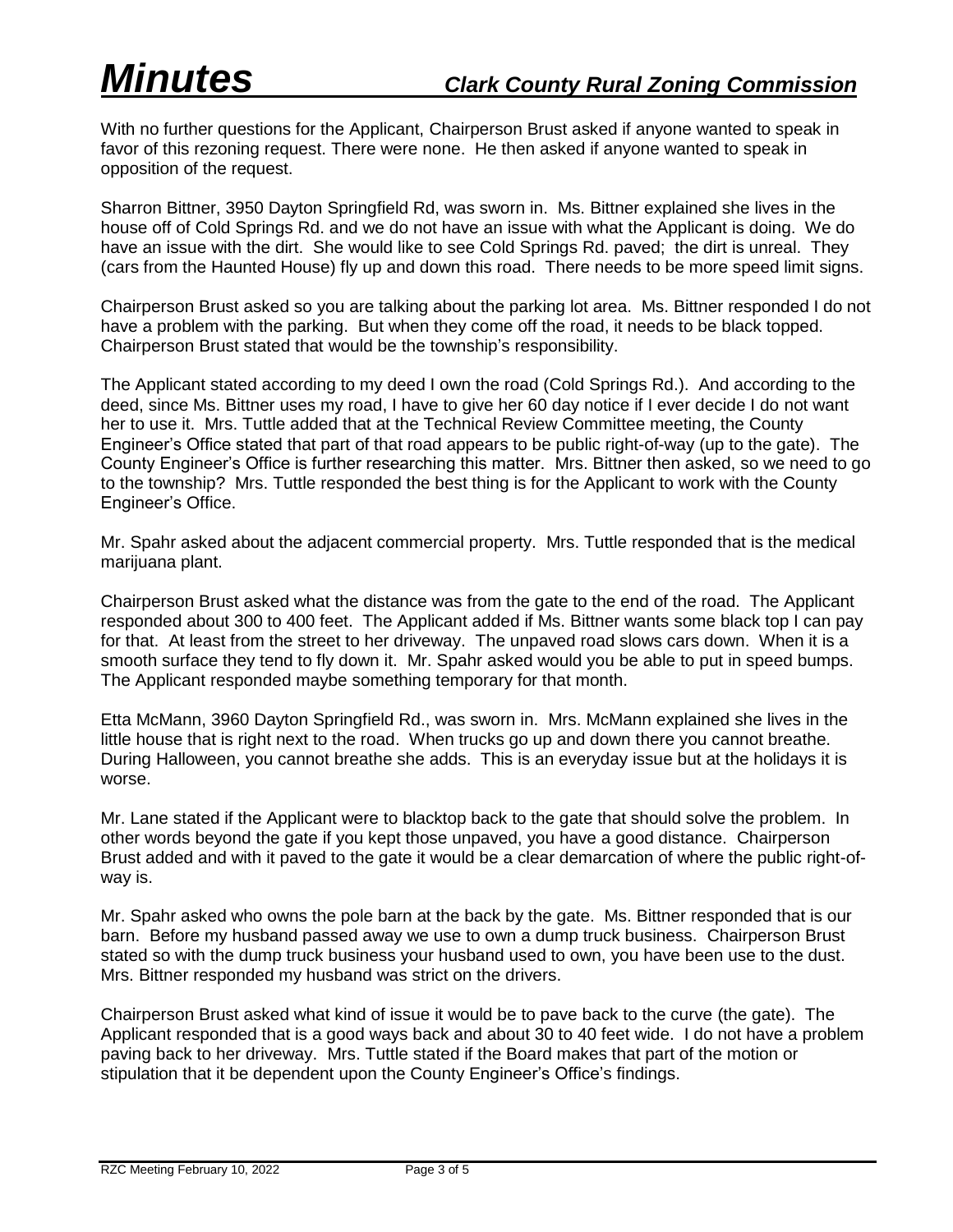With no further questions for the Applicant, Chairperson Brust asked if anyone wanted to speak in favor of this rezoning request. There were none. He then asked if anyone wanted to speak in opposition of the request.

Sharron Bittner, 3950 Dayton Springfield Rd, was sworn in. Ms. Bittner explained she lives in the house off of Cold Springs Rd. and we do not have an issue with what the Applicant is doing. We do have an issue with the dirt. She would like to see Cold Springs Rd. paved; the dirt is unreal. They (cars from the Haunted House) fly up and down this road. There needs to be more speed limit signs.

Chairperson Brust asked so you are talking about the parking lot area. Ms. Bittner responded I do not have a problem with the parking. But when they come off the road, it needs to be black topped. Chairperson Brust stated that would be the township's responsibility.

The Applicant stated according to my deed I own the road (Cold Springs Rd.). And according to the deed, since Ms. Bittner uses my road, I have to give her 60 day notice if I ever decide I do not want her to use it. Mrs. Tuttle added that at the Technical Review Committee meeting, the County Engineer's Office stated that part of that road appears to be public right-of-way (up to the gate). The County Engineer's Office is further researching this matter. Mrs. Bittner then asked, so we need to go to the township? Mrs. Tuttle responded the best thing is for the Applicant to work with the County Engineer's Office.

Mr. Spahr asked about the adjacent commercial property. Mrs. Tuttle responded that is the medical marijuana plant.

Chairperson Brust asked what the distance was from the gate to the end of the road. The Applicant responded about 300 to 400 feet. The Applicant added if Ms. Bittner wants some black top I can pay for that. At least from the street to her driveway. The unpaved road slows cars down. When it is a smooth surface they tend to fly down it. Mr. Spahr asked would you be able to put in speed bumps. The Applicant responded maybe something temporary for that month.

Etta McMann, 3960 Dayton Springfield Rd., was sworn in. Mrs. McMann explained she lives in the little house that is right next to the road. When trucks go up and down there you cannot breathe. During Halloween, you cannot breathe she adds. This is an everyday issue but at the holidays it is worse.

Mr. Lane stated if the Applicant were to blacktop back to the gate that should solve the problem. In other words beyond the gate if you kept those unpaved, you have a good distance. Chairperson Brust added and with it paved to the gate it would be a clear demarcation of where the public right-of-way is.

Mr. Spahr asked who owns the pole barn at the back by the gate. Ms. Bittner responded that is our barn. Before my husband passed away we use to own a dump truck business. Chairperson Brust stated so with the dump truck business your husband used to own, you have been use to the dust. Mrs. Bittner responded my husband was strict on the drivers.

Chairperson Brust asked what kind of issue it would be to pave back to the curve (the gate). The Applicant responded that is a good ways back and about 30 to 40 feet wide. I do not have a problem paving back to her driveway. Mrs. Tuttle stated if the Board makes that part of the motion or stipulation that it be dependent upon the County Engineer's Office's findings.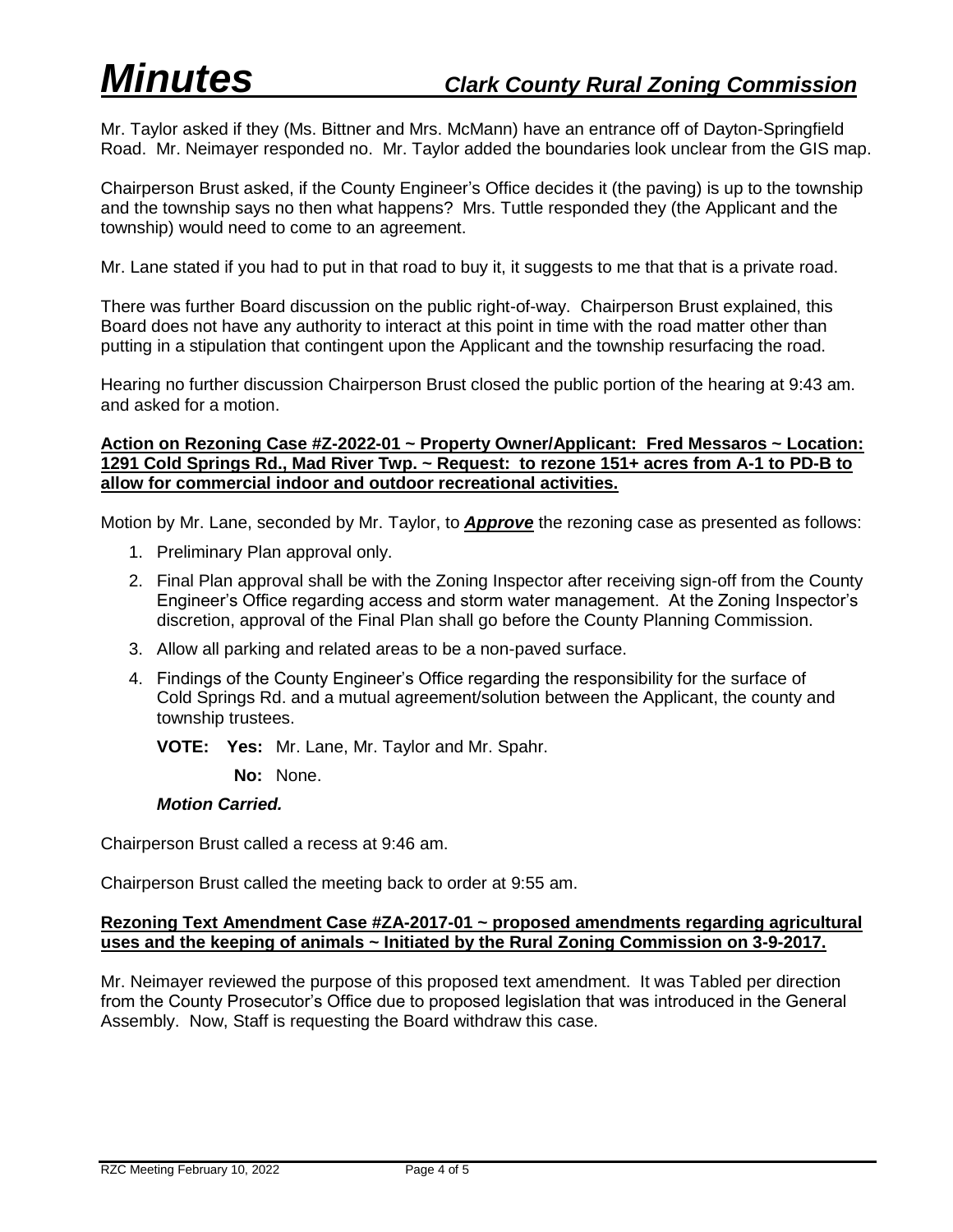Mr. Taylor asked if they (Ms. Bittner and Mrs. McMann) have an entrance off of Dayton-Springfield Road. Mr. Neimayer responded no. Mr. Taylor added the boundaries look unclear from the GIS map.

Chairperson Brust asked, if the County Engineer's Office decides it (the paving) is up to the township and the township says no then what happens? Mrs. Tuttle responded they (the Applicant and the township) would need to come to an agreement.

Mr. Lane stated if you had to put in that road to buy it, it suggests to me that that is a private road.

There was further Board discussion on the public right-of-way. Chairperson Brust explained, this Board does not have any authority to interact at this point in time with the road matter other than putting in a stipulation that contingent upon the Applicant and the township resurfacing the road.

Hearing no further discussion Chairperson Brust closed the public portion of the hearing at 9:43 am. and asked for a motion.

**Action on Rezoning Case #Z-2022-01 ~ Property Owner/Applicant: Fred Messaros ~ Location: 1291 Cold Springs Rd., Mad River Twp. ~ Request: to rezone 151+ acres from A-1 to PD-B to allow for commercial indoor and outdoor recreational activities.**

Motion by Mr. Lane, seconded by Mr. Taylor, to ***Approve*** the rezoning case as presented as follows:

1. Preliminary Plan approval only.
2. Final Plan approval shall be with the Zoning Inspector after receiving sign-off from the County Engineer's Office regarding access and storm water management. At the Zoning Inspector's discretion, approval of the Final Plan shall go before the County Planning Commission.
3. Allow all parking and related areas to be a non-paved surface.
4. Findings of the County Engineer's Office regarding the responsibility for the surface of Cold Springs Rd. and a mutual agreement/solution between the Applicant, the county and township trustees.

**VOTE: Yes:** Mr. Lane, Mr. Taylor and Mr. Spahr.

**No:** None.

***Motion Carried.***

Chairperson Brust called a recess at 9:46 am.

Chairperson Brust called the meeting back to order at 9:55 am.

**Rezoning Text Amendment Case #ZA-2017-01 ~ proposed amendments regarding agricultural uses and the keeping of animals ~ Initiated by the Rural Zoning Commission on 3-9-2017.**

Mr. Neimayer reviewed the purpose of this proposed text amendment. It was Tabled per direction from the County Prosecutor's Office due to proposed legislation that was introduced in the General Assembly. Now, Staff is requesting the Board withdraw this case.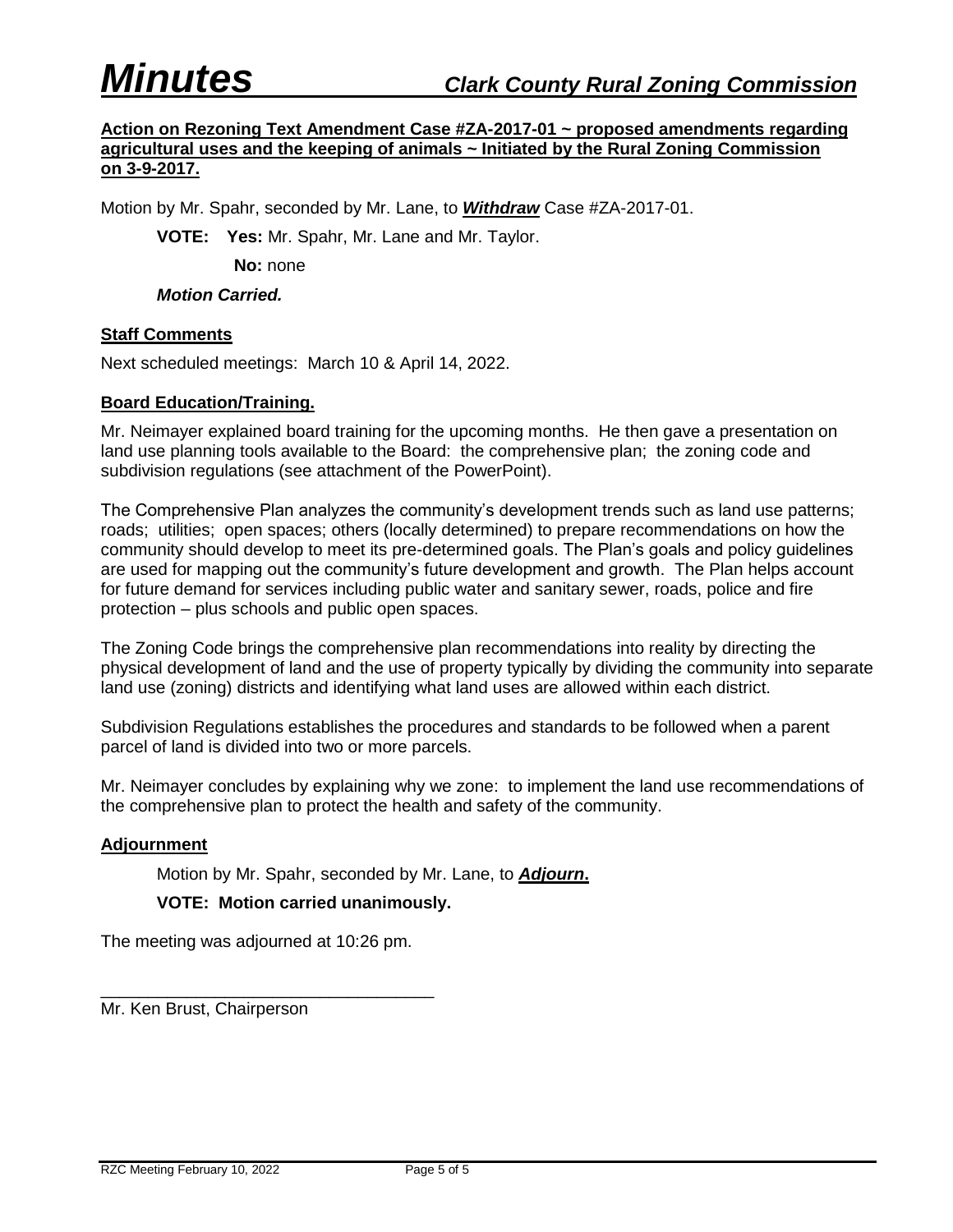**Action on Rezoning Text Amendment Case #ZA-2017-01 ~ proposed amendments regarding agricultural uses and the keeping of animals ~ Initiated by the Rural Zoning Commission on 3-9-2017.**

Motion by Mr. Spahr, seconded by Mr. Lane, to ***Withdraw*** Case #ZA-2017-01.

**VOTE: Yes:** Mr. Spahr, Mr. Lane and Mr. Taylor.

**No:** none

***Motion Carried.***

**Staff Comments**

Next scheduled meetings: March 10 & April 14, 2022.

**Board Education/Training.**

Mr. Neimayer explained board training for the upcoming months. He then gave a presentation on land use planning tools available to the Board: the comprehensive plan; the zoning code and subdivision regulations (see attachment of the PowerPoint).

The Comprehensive Plan analyzes the community's development trends such as land use patterns; roads; utilities; open spaces; others (locally determined) to prepare recommendations on how the community should develop to meet its pre-determined goals. The Plan's goals and policy guidelines are used for mapping out the community's future development and growth. The Plan helps account for future demand for services including public water and sanitary sewer, roads, police and fire protection – plus schools and public open spaces.

The Zoning Code brings the comprehensive plan recommendations into reality by directing the physical development of land and the use of property typically by dividing the community into separate land use (zoning) districts and identifying what land uses are allowed within each district.

Subdivision Regulations establishes the procedures and standards to be followed when a parent parcel of land is divided into two or more parcels.

Mr. Neimayer concludes by explaining why we zone: to implement the land use recommendations of the comprehensive plan to protect the health and safety of the community.

**Adjournment**

Motion by Mr. Spahr, seconded by Mr. Lane, to ***Adjourn.***

**VOTE: Motion carried unanimously.**

The meeting was adjourned at 10:26 pm.

___________________________________

Mr. Ken Brust, Chairperson